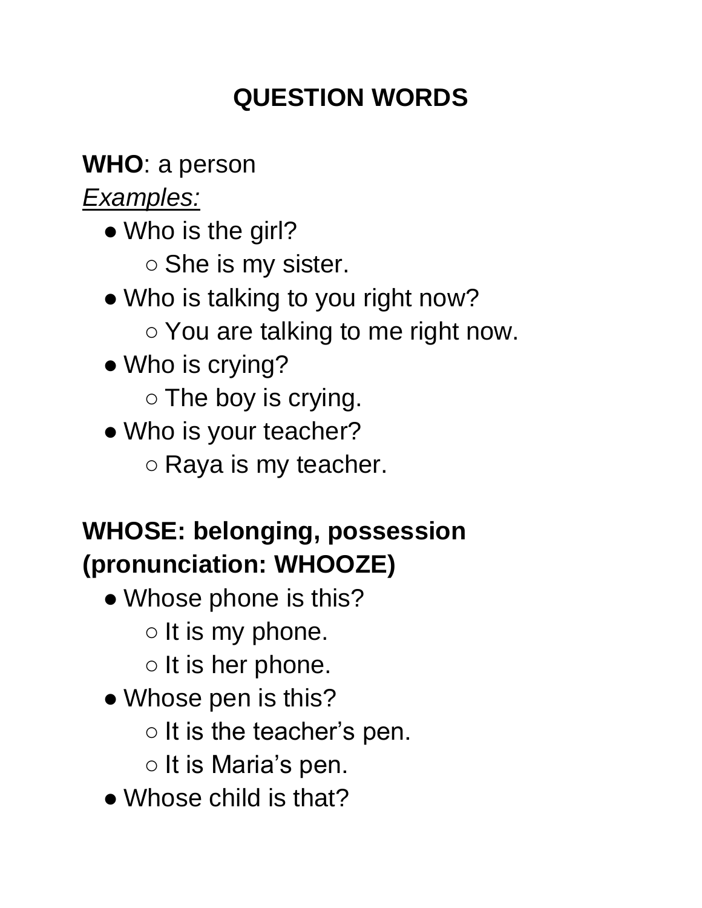# QUESTION WORDS

**WHO**: a person

*Examples:*

- Who is the girl?
  - She is my sister.
- Who is talking to you right now?
  - You are talking to me right now.
- Who is crying?
  - The boy is crying.
- Who is your teacher?
  - Raya is my teacher.

**WHOSE: belonging, possession (pronunciation: WHOOZE)**

- Whose phone is this?
  - It is my phone.
  - It is her phone.
- Whose pen is this?
  - It is the teacher's pen.
  - It is Maria's pen.
- Whose child is that?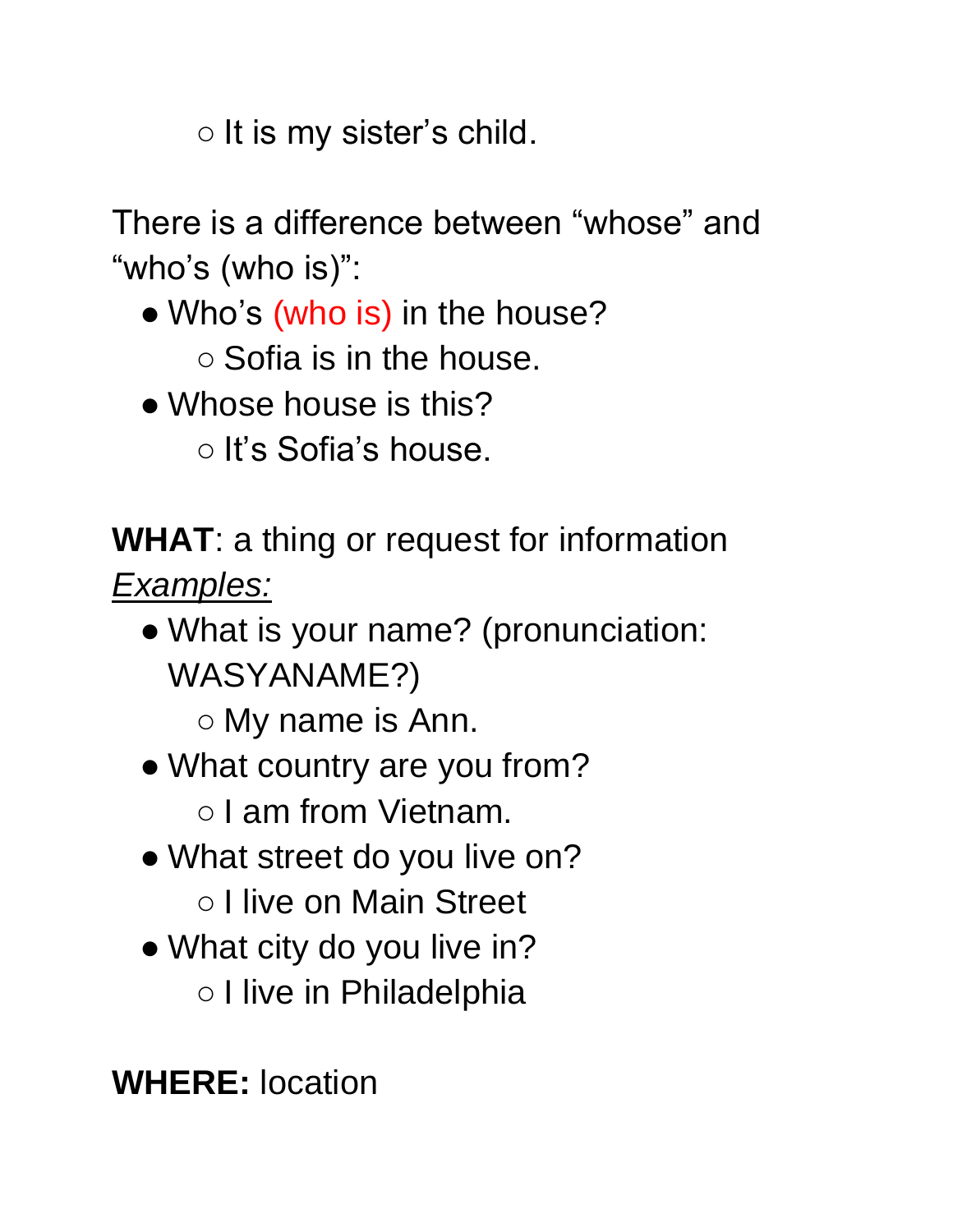- It is my sister's child.

There is a difference between "whose" and "who's (who is)":

- Who's (who is) in the house?
    - Sofia is in the house.
- Whose house is this?
    - It's Sofia's house.

**WHAT**: a thing or request for information

<u>*Examples:*</u>

- What is your name? (pronunciation: WASYANAME?)
    - My name is Ann.
- What country are you from?
    - I am from Vietnam.
- What street do you live on?
    - I live on Main Street
- What city do you live in?
    - I live in Philadelphia

**WHERE:** location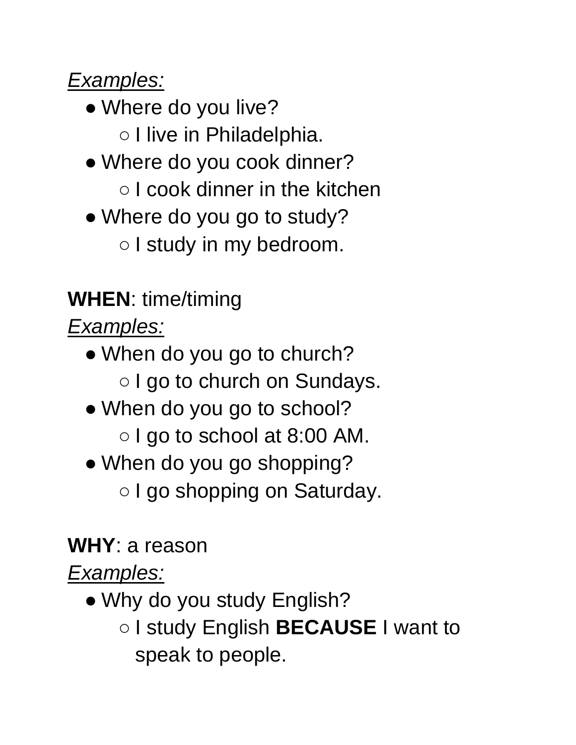*Examples:*

- Where do you live?
  - I live in Philadelphia.
- Where do you cook dinner?
  - I cook dinner in the kitchen
- Where do you go to study?
  - I study in my bedroom.

**WHEN**: time/timing

*Examples:*

- When do you go to church?
  - I go to church on Sundays.
- When do you go to school?
  - I go to school at 8:00 AM.
- When do you go shopping?
  - I go shopping on Saturday.

**WHY**: a reason

*Examples:*

- Why do you study English?
  - I study English **BECAUSE** I want to speak to people.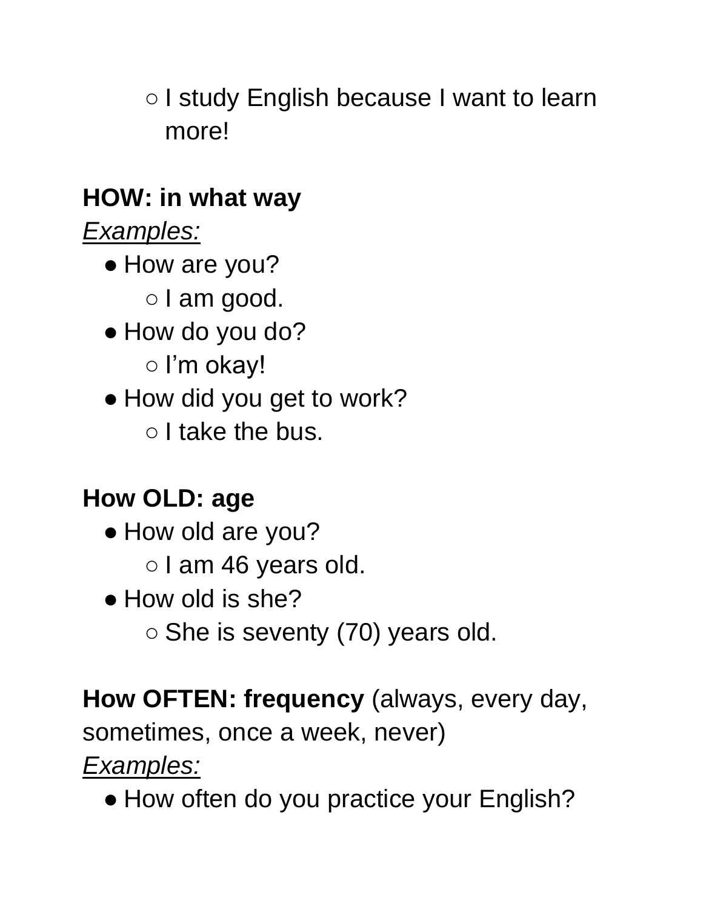- I study English because I want to learn more!

**HOW: in what way**

*Examples:*

- How are you?
    - I am good.
- How do you do?
    - I’m okay!
- How did you get to work?
    - I take the bus.

**How OLD: age**

- How old are you?
    - I am 46 years old.
- How old is she?
    - She is seventy (70) years old.

**How OFTEN: frequency** (always, every day, sometimes, once a week, never)

*Examples:*

- How often do you practice your English?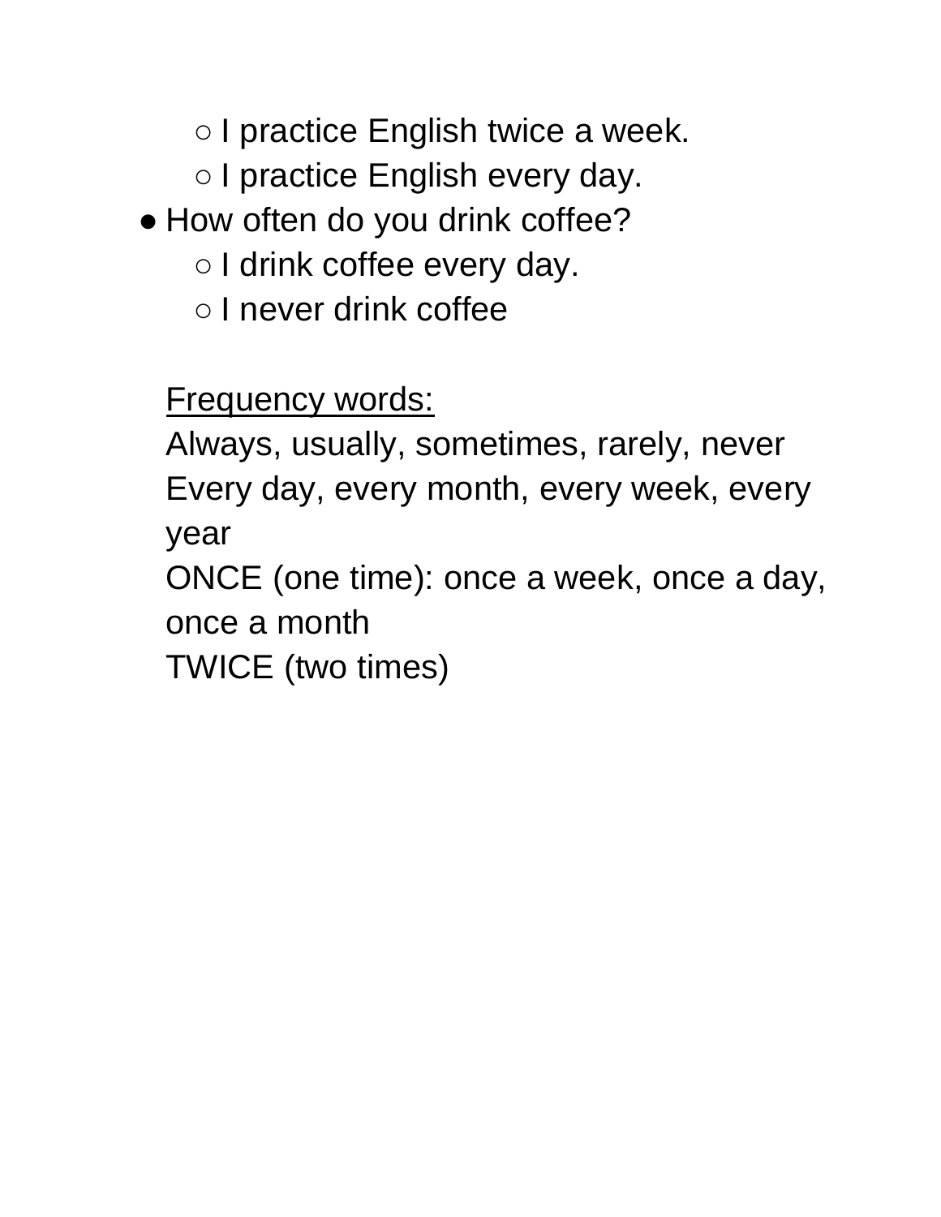- I practice English twice a week.
    - I practice English every day.
- How often do you drink coffee?
    - I drink coffee every day.
    - I never drink coffee

<u>Frequency words:</u>
Always, usually, sometimes, rarely, never
Every day, every month, every week, every year
ONCE (one time): once a week, once a day, once a month
TWICE (two times)